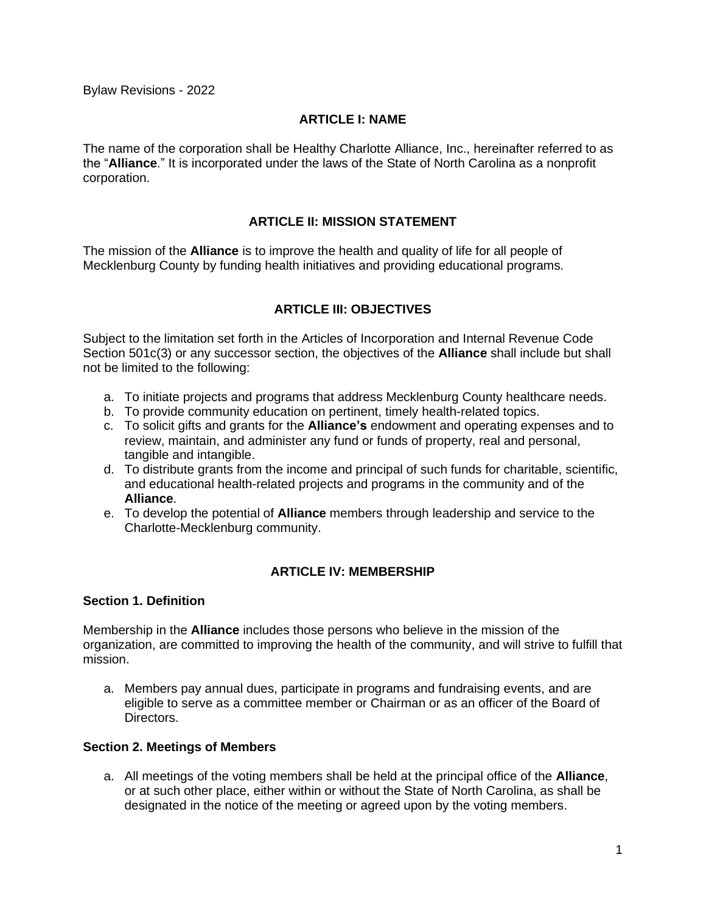Bylaw Revisions - 2022

## ARTICLE I: NAME

The name of the corporation shall be Healthy Charlotte Alliance, Inc., hereinafter referred to as the "**Alliance**." It is incorporated under the laws of the State of North Carolina as a nonprofit corporation.

## ARTICLE II: MISSION STATEMENT

The mission of the **Alliance** is to improve the health and quality of life for all people of Mecklenburg County by funding health initiatives and providing educational programs.

## ARTICLE III: OBJECTIVES

Subject to the limitation set forth in the Articles of Incorporation and Internal Revenue Code Section 501c(3) or any successor section, the objectives of the **Alliance** shall include but shall not be limited to the following:

a. To initiate projects and programs that address Mecklenburg County healthcare needs.
b. To provide community education on pertinent, timely health-related topics.
c. To solicit gifts and grants for the **Alliance's** endowment and operating expenses and to review, maintain, and administer any fund or funds of property, real and personal, tangible and intangible.
d. To distribute grants from the income and principal of such funds for charitable, scientific, and educational health-related projects and programs in the community and of the **Alliance**.
e. To develop the potential of **Alliance** members through leadership and service to the Charlotte-Mecklenburg community.

## ARTICLE IV: MEMBERSHIP

### Section 1. Definition

Membership in the **Alliance** includes those persons who believe in the mission of the organization, are committed to improving the health of the community, and will strive to fulfill that mission.

a. Members pay annual dues, participate in programs and fundraising events, and are eligible to serve as a committee member or Chairman or as an officer of the Board of Directors.

### Section 2. Meetings of Members

a. All meetings of the voting members shall be held at the principal office of the **Alliance**, or at such other place, either within or without the State of North Carolina, as shall be designated in the notice of the meeting or agreed upon by the voting members.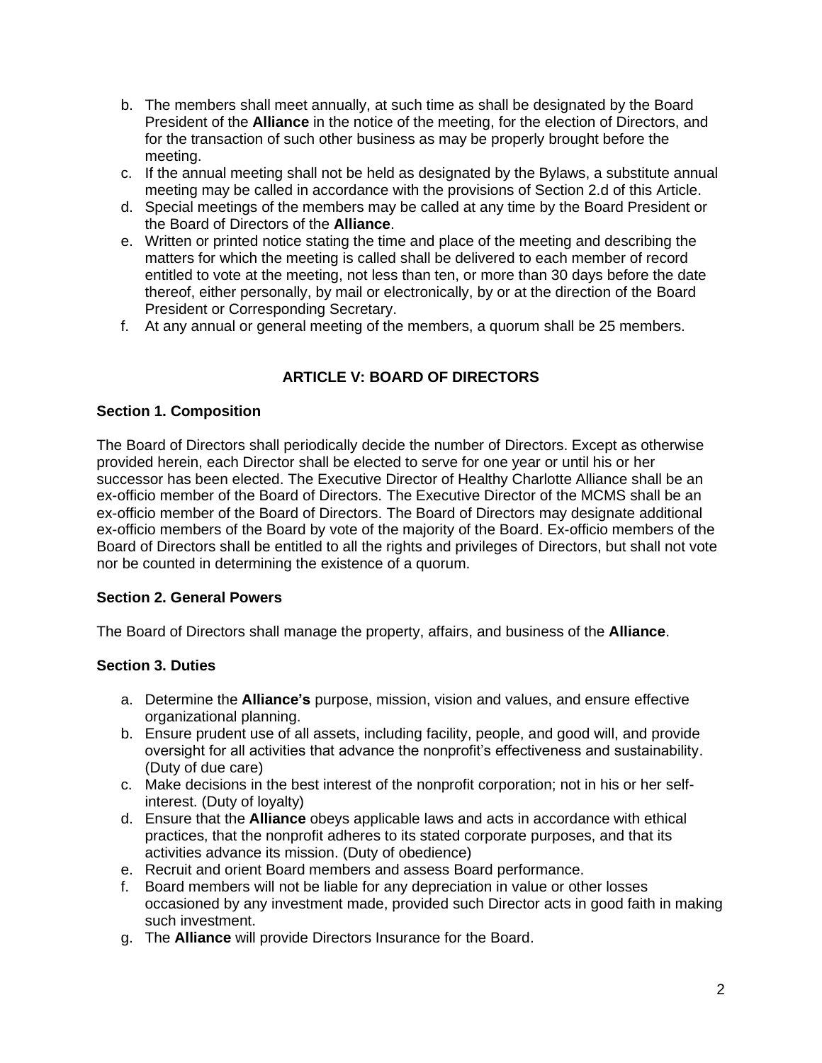b. The members shall meet annually, at such time as shall be designated by the Board President of the **Alliance** in the notice of the meeting, for the election of Directors, and for the transaction of such other business as may be properly brought before the meeting.
c. If the annual meeting shall not be held as designated by the Bylaws, a substitute annual meeting may be called in accordance with the provisions of Section 2.d of this Article.
d. Special meetings of the members may be called at any time by the Board President or the Board of Directors of the **Alliance**.
e. Written or printed notice stating the time and place of the meeting and describing the matters for which the meeting is called shall be delivered to each member of record entitled to vote at the meeting, not less than ten, or more than 30 days before the date thereof, either personally, by mail or electronically, by or at the direction of the Board President or Corresponding Secretary.
f. At any annual or general meeting of the members, a quorum shall be 25 members.

## ARTICLE V: BOARD OF DIRECTORS

### Section 1. Composition

The Board of Directors shall periodically decide the number of Directors. Except as otherwise provided herein, each Director shall be elected to serve for one year or until his or her successor has been elected. The Executive Director of Healthy Charlotte Alliance shall be an ex-officio member of the Board of Directors. The Executive Director of the MCMS shall be an ex-officio member of the Board of Directors. The Board of Directors may designate additional ex-officio members of the Board by vote of the majority of the Board. Ex-officio members of the Board of Directors shall be entitled to all the rights and privileges of Directors, but shall not vote nor be counted in determining the existence of a quorum.

### Section 2. General Powers

The Board of Directors shall manage the property, affairs, and business of the **Alliance**.

### Section 3. Duties

a. Determine the **Alliance's** purpose, mission, vision and values, and ensure effective organizational planning.
b. Ensure prudent use of all assets, including facility, people, and good will, and provide oversight for all activities that advance the nonprofit's effectiveness and sustainability. (Duty of due care)
c. Make decisions in the best interest of the nonprofit corporation; not in his or her self-interest. (Duty of loyalty)
d. Ensure that the **Alliance** obeys applicable laws and acts in accordance with ethical practices, that the nonprofit adheres to its stated corporate purposes, and that its activities advance its mission. (Duty of obedience)
e. Recruit and orient Board members and assess Board performance.
f. Board members will not be liable for any depreciation in value or other losses occasioned by any investment made, provided such Director acts in good faith in making such investment.
g. The **Alliance** will provide Directors Insurance for the Board.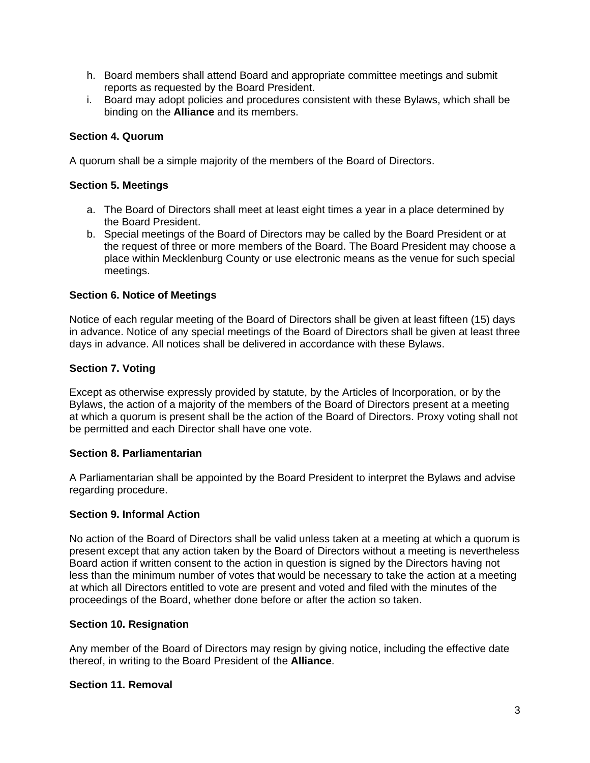h. Board members shall attend Board and appropriate committee meetings and submit reports as requested by the Board President.
i. Board may adopt policies and procedures consistent with these Bylaws, which shall be binding on the **Alliance** and its members.

**Section 4. Quorum**

A quorum shall be a simple majority of the members of the Board of Directors.

**Section 5. Meetings**

a. The Board of Directors shall meet at least eight times a year in a place determined by the Board President.
b. Special meetings of the Board of Directors may be called by the Board President or at the request of three or more members of the Board. The Board President may choose a place within Mecklenburg County or use electronic means as the venue for such special meetings.

**Section 6. Notice of Meetings**

Notice of each regular meeting of the Board of Directors shall be given at least fifteen (15) days in advance. Notice of any special meetings of the Board of Directors shall be given at least three days in advance. All notices shall be delivered in accordance with these Bylaws.

**Section 7. Voting**

Except as otherwise expressly provided by statute, by the Articles of Incorporation, or by the Bylaws, the action of a majority of the members of the Board of Directors present at a meeting at which a quorum is present shall be the action of the Board of Directors. Proxy voting shall not be permitted and each Director shall have one vote.

**Section 8. Parliamentarian**

A Parliamentarian shall be appointed by the Board President to interpret the Bylaws and advise regarding procedure.

**Section 9. Informal Action**

No action of the Board of Directors shall be valid unless taken at a meeting at which a quorum is present except that any action taken by the Board of Directors without a meeting is nevertheless Board action if written consent to the action in question is signed by the Directors having not less than the minimum number of votes that would be necessary to take the action at a meeting at which all Directors entitled to vote are present and voted and filed with the minutes of the proceedings of the Board, whether done before or after the action so taken.

**Section 10. Resignation**

Any member of the Board of Directors may resign by giving notice, including the effective date thereof, in writing to the Board President of the **Alliance**.

**Section 11. Removal**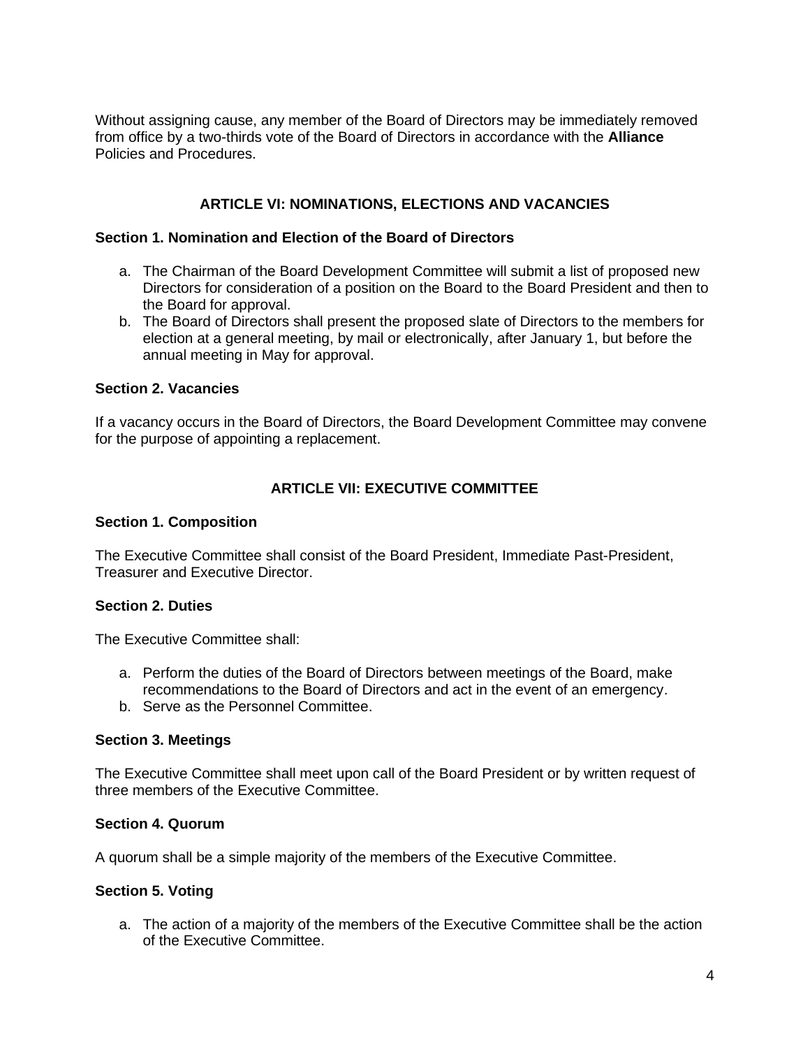Without assigning cause, any member of the Board of Directors may be immediately removed from office by a two-thirds vote of the Board of Directors in accordance with the **Alliance** Policies and Procedures.

## ARTICLE VI: NOMINATIONS, ELECTIONS AND VACANCIES

### Section 1. Nomination and Election of the Board of Directors

a. The Chairman of the Board Development Committee will submit a list of proposed new Directors for consideration of a position on the Board to the Board President and then to the Board for approval.
b. The Board of Directors shall present the proposed slate of Directors to the members for election at a general meeting, by mail or electronically, after January 1, but before the annual meeting in May for approval.

### Section 2. Vacancies

If a vacancy occurs in the Board of Directors, the Board Development Committee may convene for the purpose of appointing a replacement.

## ARTICLE VII: EXECUTIVE COMMITTEE

### Section 1. Composition

The Executive Committee shall consist of the Board President, Immediate Past-President, Treasurer and Executive Director.

### Section 2. Duties

The Executive Committee shall:

a. Perform the duties of the Board of Directors between meetings of the Board, make recommendations to the Board of Directors and act in the event of an emergency.
b. Serve as the Personnel Committee.

### Section 3. Meetings

The Executive Committee shall meet upon call of the Board President or by written request of three members of the Executive Committee.

### Section 4. Quorum

A quorum shall be a simple majority of the members of the Executive Committee.

### Section 5. Voting

a. The action of a majority of the members of the Executive Committee shall be the action of the Executive Committee.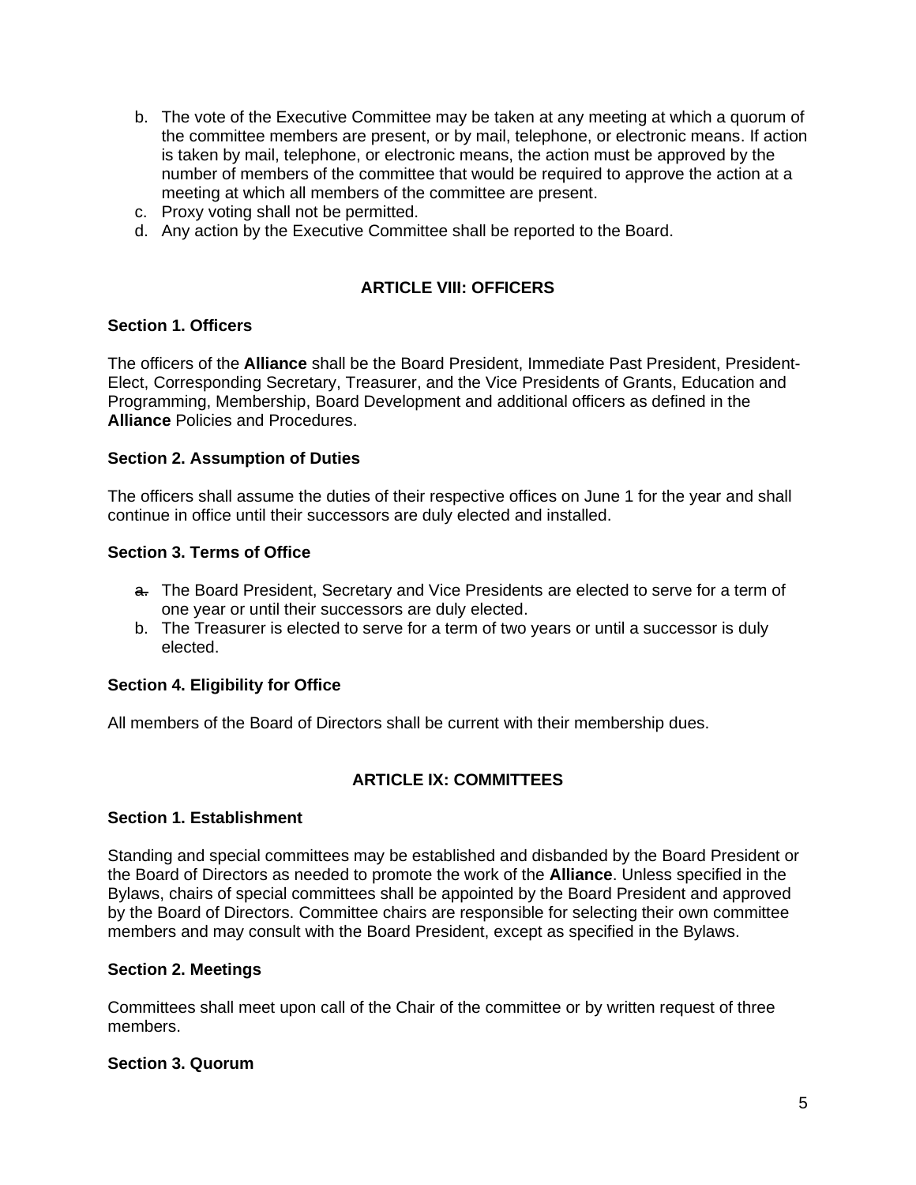b. The vote of the Executive Committee may be taken at any meeting at which a quorum of the committee members are present, or by mail, telephone, or electronic means. If action is taken by mail, telephone, or electronic means, the action must be approved by the number of members of the committee that would be required to approve the action at a meeting at which all members of the committee are present.
c. Proxy voting shall not be permitted.
d. Any action by the Executive Committee shall be reported to the Board.

## ARTICLE VIII: OFFICERS

**Section 1. Officers**

The officers of the **Alliance** shall be the Board President, Immediate Past President, President-Elect, Corresponding Secretary, Treasurer, and the Vice Presidents of Grants, Education and Programming, Membership, Board Development and additional officers as defined in the **Alliance** Policies and Procedures.

**Section 2. Assumption of Duties**

The officers shall assume the duties of their respective offices on June 1 for the year and shall continue in office until their successors are duly elected and installed.

**Section 3. Terms of Office**

a. The Board President, Secretary and Vice Presidents are elected to serve for a term of one year or until their successors are duly elected.
b. The Treasurer is elected to serve for a term of two years or until a successor is duly elected.

**Section 4. Eligibility for Office**

All members of the Board of Directors shall be current with their membership dues.

## ARTICLE IX: COMMITTEES

**Section 1. Establishment**

Standing and special committees may be established and disbanded by the Board President or the Board of Directors as needed to promote the work of the **Alliance**. Unless specified in the Bylaws, chairs of special committees shall be appointed by the Board President and approved by the Board of Directors. Committee chairs are responsible for selecting their own committee members and may consult with the Board President, except as specified in the Bylaws.

**Section 2. Meetings**

Committees shall meet upon call of the Chair of the committee or by written request of three members.

**Section 3. Quorum**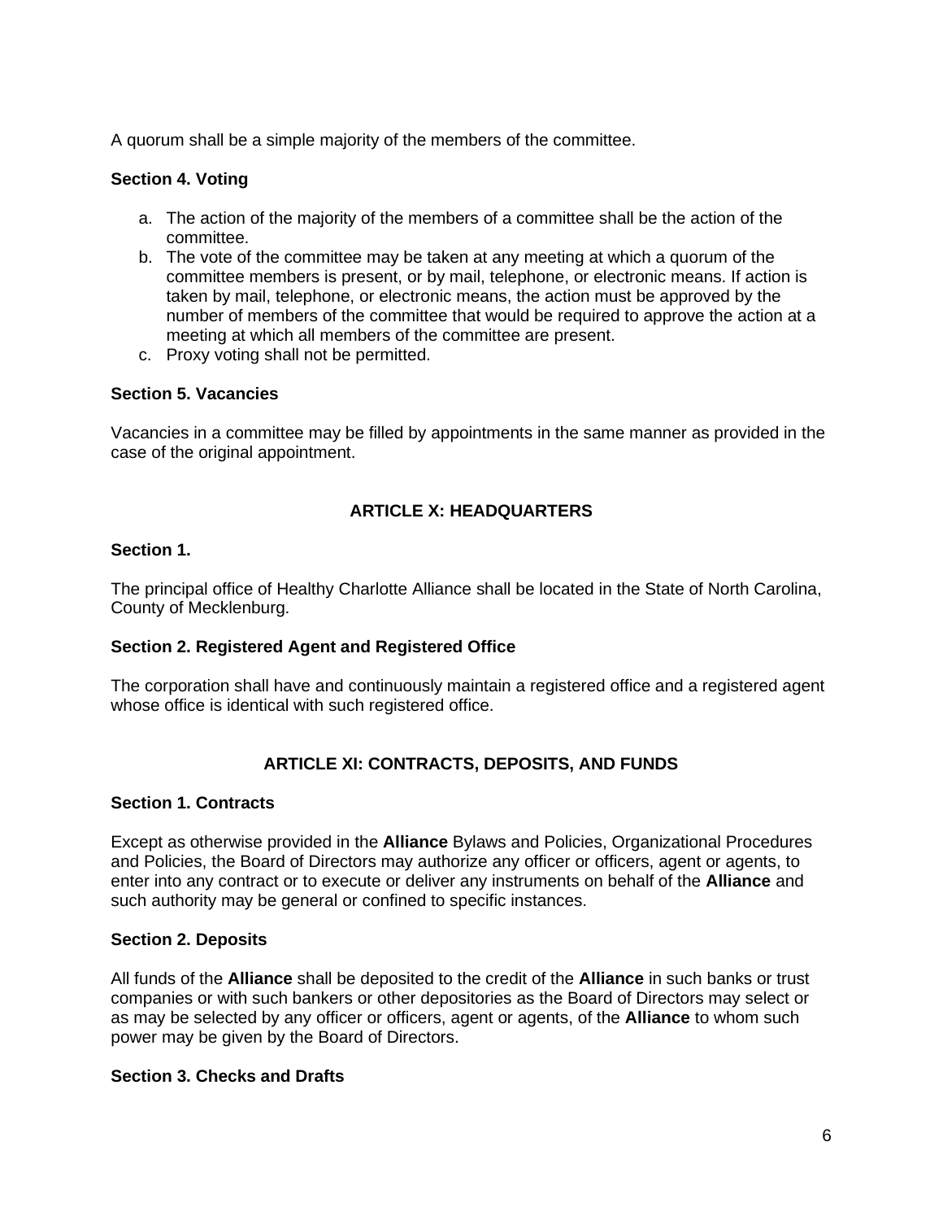A quorum shall be a simple majority of the members of the committee.

**Section 4. Voting**

a. The action of the majority of the members of a committee shall be the action of the committee.
b. The vote of the committee may be taken at any meeting at which a quorum of the committee members is present, or by mail, telephone, or electronic means. If action is taken by mail, telephone, or electronic means, the action must be approved by the number of members of the committee that would be required to approve the action at a meeting at which all members of the committee are present.
c. Proxy voting shall not be permitted.

**Section 5. Vacancies**

Vacancies in a committee may be filled by appointments in the same manner as provided in the case of the original appointment.

## ARTICLE X: HEADQUARTERS

**Section 1.**

The principal office of Healthy Charlotte Alliance shall be located in the State of North Carolina, County of Mecklenburg.

**Section 2. Registered Agent and Registered Office**

The corporation shall have and continuously maintain a registered office and a registered agent whose office is identical with such registered office.

## ARTICLE XI: CONTRACTS, DEPOSITS, AND FUNDS

**Section 1. Contracts**

Except as otherwise provided in the **Alliance** Bylaws and Policies, Organizational Procedures and Policies, the Board of Directors may authorize any officer or officers, agent or agents, to enter into any contract or to execute or deliver any instruments on behalf of the **Alliance** and such authority may be general or confined to specific instances.

**Section 2. Deposits**

All funds of the **Alliance** shall be deposited to the credit of the **Alliance** in such banks or trust companies or with such bankers or other depositories as the Board of Directors may select or as may be selected by any officer or officers, agent or agents, of the **Alliance** to whom such power may be given by the Board of Directors.

**Section 3. Checks and Drafts**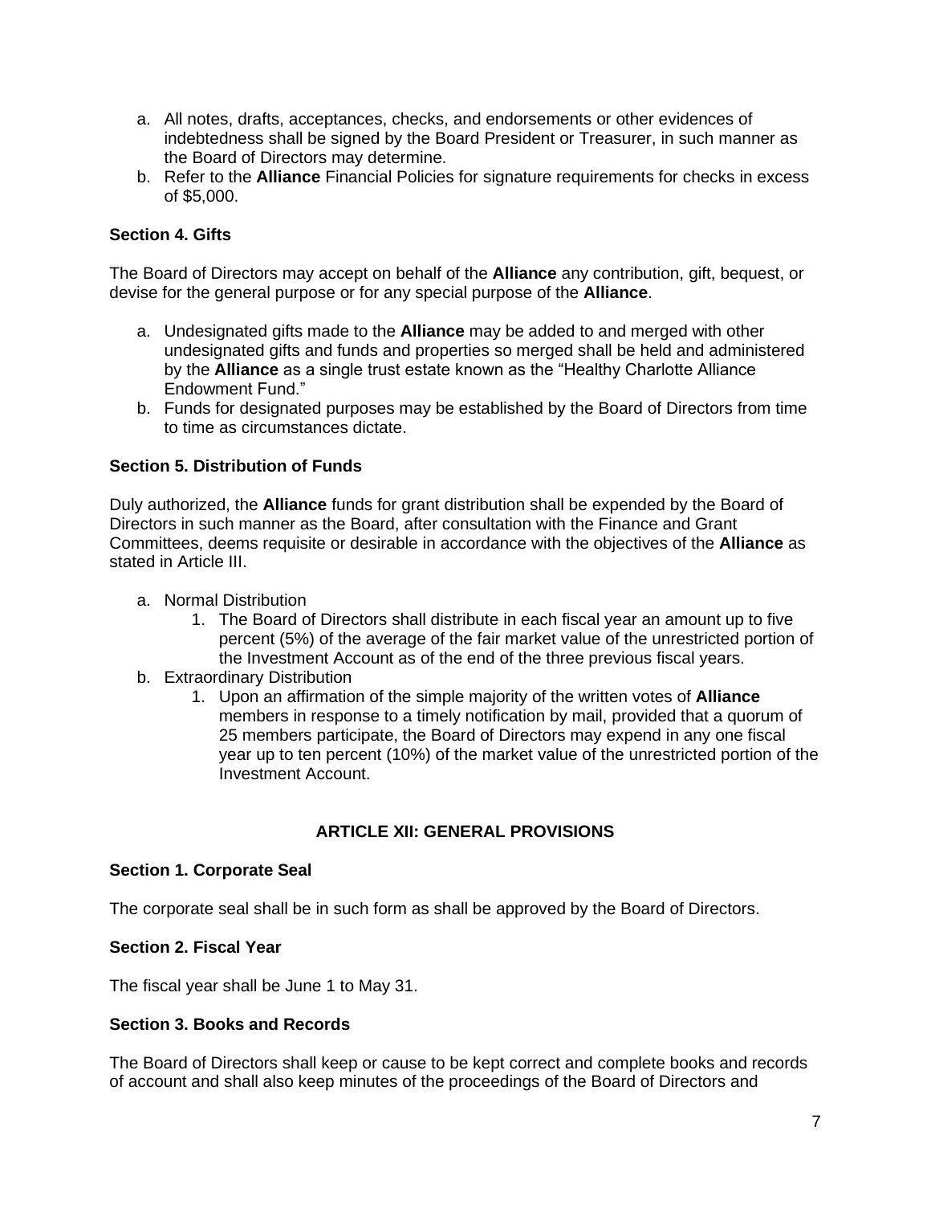a. All notes, drafts, acceptances, checks, and endorsements or other evidences of indebtedness shall be signed by the Board President or Treasurer, in such manner as the Board of Directors may determine.
b. Refer to the **Alliance** Financial Policies for signature requirements for checks in excess of $5,000.

**Section 4. Gifts**

The Board of Directors may accept on behalf of the **Alliance** any contribution, gift, bequest, or devise for the general purpose or for any special purpose of the **Alliance**.

a. Undesignated gifts made to the **Alliance** may be added to and merged with other undesignated gifts and funds and properties so merged shall be held and administered by the **Alliance** as a single trust estate known as the "Healthy Charlotte Alliance Endowment Fund."
b. Funds for designated purposes may be established by the Board of Directors from time to time as circumstances dictate.

**Section 5. Distribution of Funds**

Duly authorized, the **Alliance** funds for grant distribution shall be expended by the Board of Directors in such manner as the Board, after consultation with the Finance and Grant Committees, deems requisite or desirable in accordance with the objectives of the **Alliance** as stated in Article III.

a. Normal Distribution
    1. The Board of Directors shall distribute in each fiscal year an amount up to five percent (5%) of the average of the fair market value of the unrestricted portion of the Investment Account as of the end of the three previous fiscal years.
b. Extraordinary Distribution
    1. Upon an affirmation of the simple majority of the written votes of **Alliance** members in response to a timely notification by mail, provided that a quorum of 25 members participate, the Board of Directors may expend in any one fiscal year up to ten percent (10%) of the market value of the unrestricted portion of the Investment Account.

## ARTICLE XII: GENERAL PROVISIONS

**Section 1. Corporate Seal**

The corporate seal shall be in such form as shall be approved by the Board of Directors.

**Section 2. Fiscal Year**

The fiscal year shall be June 1 to May 31.

**Section 3. Books and Records**

The Board of Directors shall keep or cause to be kept correct and complete books and records of account and shall also keep minutes of the proceedings of the Board of Directors and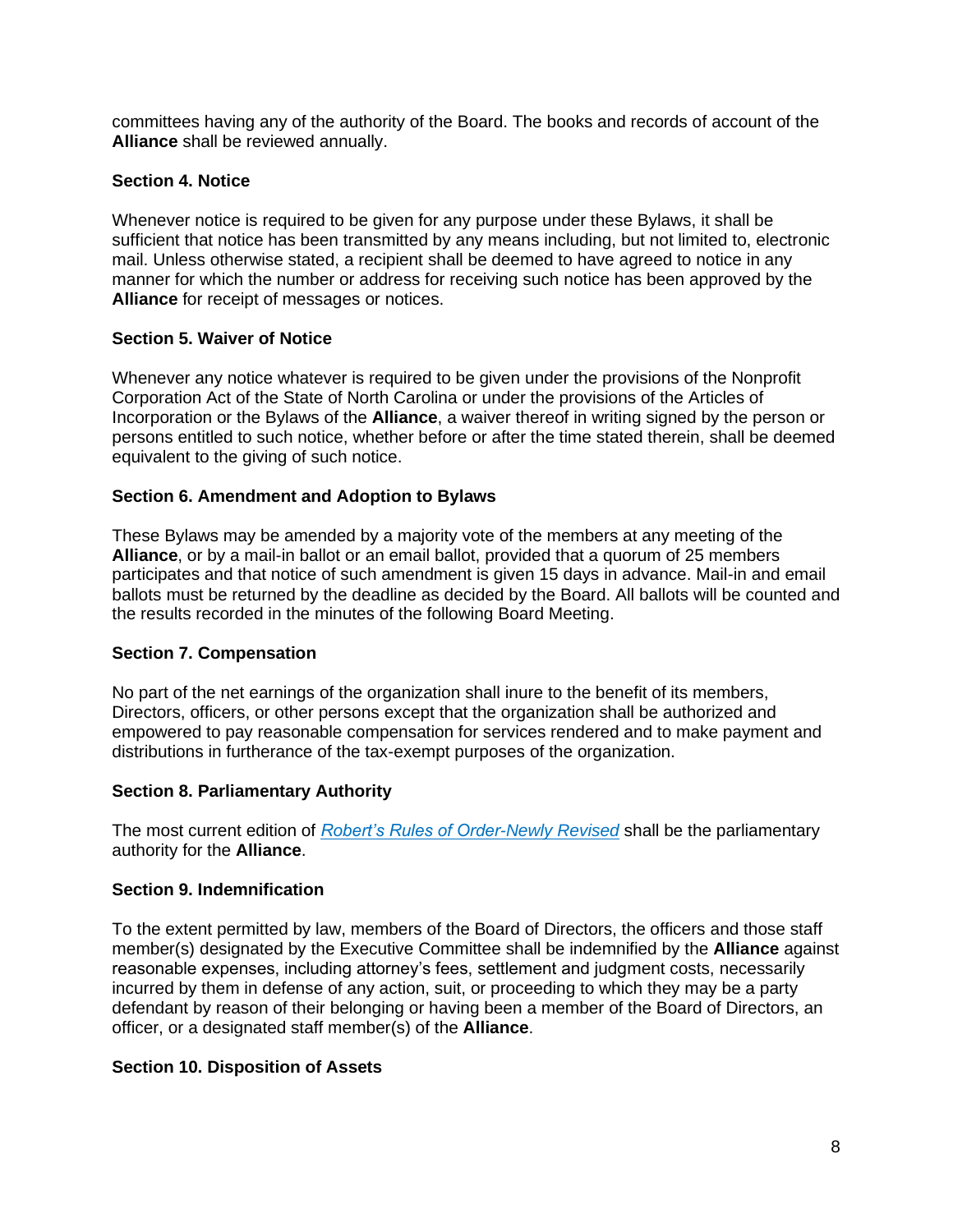committees having any of the authority of the Board. The books and records of account of the **Alliance** shall be reviewed annually.

### Section 4. Notice

Whenever notice is required to be given for any purpose under these Bylaws, it shall be sufficient that notice has been transmitted by any means including, but not limited to, electronic mail. Unless otherwise stated, a recipient shall be deemed to have agreed to notice in any manner for which the number or address for receiving such notice has been approved by the **Alliance** for receipt of messages or notices.

### Section 5. Waiver of Notice

Whenever any notice whatever is required to be given under the provisions of the Nonprofit Corporation Act of the State of North Carolina or under the provisions of the Articles of Incorporation or the Bylaws of the **Alliance**, a waiver thereof in writing signed by the person or persons entitled to such notice, whether before or after the time stated therein, shall be deemed equivalent to the giving of such notice.

### Section 6. Amendment and Adoption to Bylaws

These Bylaws may be amended by a majority vote of the members at any meeting of the **Alliance**, or by a mail-in ballot or an email ballot, provided that a quorum of 25 members participates and that notice of such amendment is given 15 days in advance. Mail-in and email ballots must be returned by the deadline as decided by the Board. All ballots will be counted and the results recorded in the minutes of the following Board Meeting.

### Section 7. Compensation

No part of the net earnings of the organization shall inure to the benefit of its members, Directors, officers, or other persons except that the organization shall be authorized and empowered to pay reasonable compensation for services rendered and to make payment and distributions in furtherance of the tax-exempt purposes of the organization.

### Section 8. Parliamentary Authority

The most current edition of *Robert's Rules of Order-Newly Revised* shall be the parliamentary authority for the **Alliance**.

### Section 9. Indemnification

To the extent permitted by law, members of the Board of Directors, the officers and those staff member(s) designated by the Executive Committee shall be indemnified by the **Alliance** against reasonable expenses, including attorney's fees, settlement and judgment costs, necessarily incurred by them in defense of any action, suit, or proceeding to which they may be a party defendant by reason of their belonging or having been a member of the Board of Directors, an officer, or a designated staff member(s) of the **Alliance**.

### Section 10. Disposition of Assets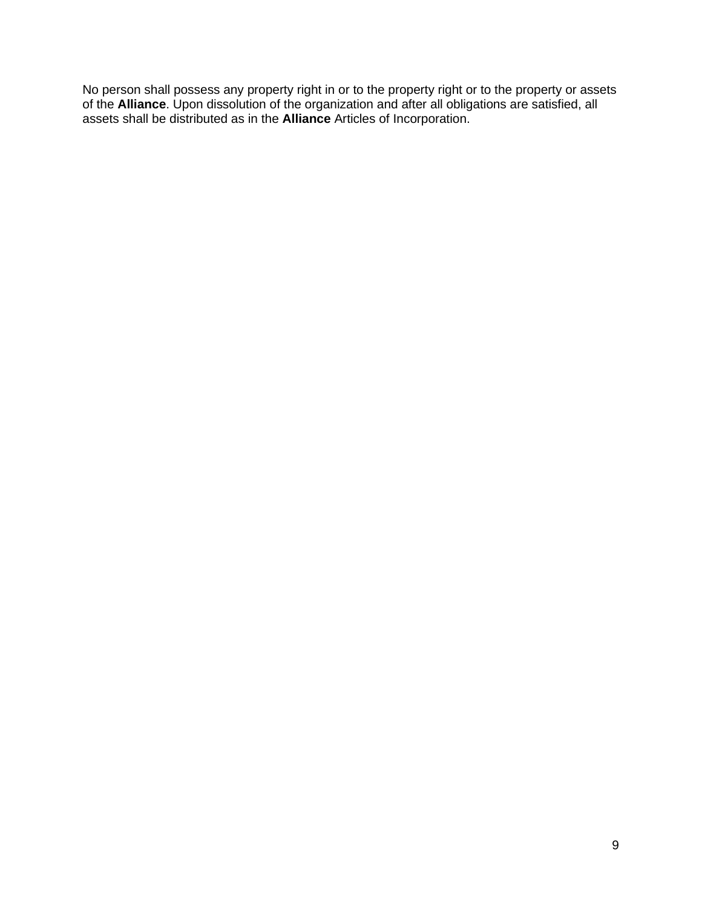No person shall possess any property right in or to the property right or to the property or assets of the **Alliance**. Upon dissolution of the organization and after all obligations are satisfied, all assets shall be distributed as in the **Alliance** Articles of Incorporation.